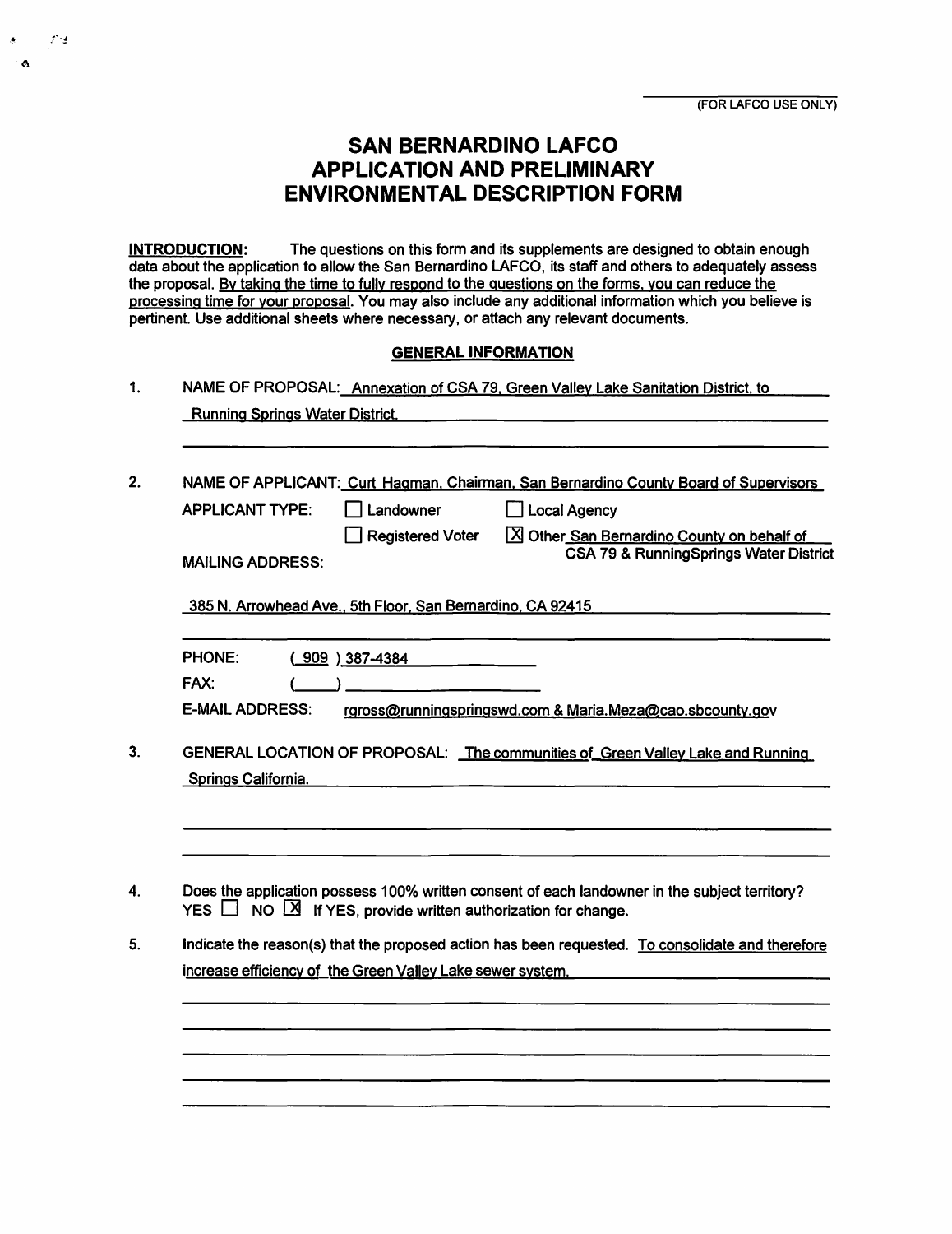(FOR LAFCO USE ONLY)

# SAN BERNARDINO LAFCO APPLICATION AND PRELIMINARY ENVIRONMENTAL DESCRIPTION FORM

**INTRODUCTION:** The questions on this form and its supplements are designed to obtain enough data about the application to allow the San Bernardino LAFCO, its staff and others to adequately assess the proposal. By taking the time to fully respond to the questions on the forms, you can reduce the processing time for your proposal. You may also include any additional information which you believe is pertinent. Use additional sheets where necessary, or attach any relevant documents.

## GENERAL INFORMATION

1. NAME OF PROPOSAL: Annexation of CSA 79, Green Valley Lake Sanitation District, to Running Springs Water District.

2. NAME OF APPLICANT: Curt Hagman, Chairman, San Bernardino County Board of Supervisors

   APPLICANT TYPE:
   - ☐ Landowner
   - ☐ Local Agency
   - ☐ Registered Voter
   - ☒ Other San Bernardino County on behalf of CSA 79 & RunningSprings Water District

   MAILING ADDRESS:

   385 N. Arrowhead Ave., 5th Floor, San Bernardino, CA 92415

   PHONE: ( 909 ) 387-4384

   FAX: ( )

   E-MAIL ADDRESS: rgross@runningspringswd.com & Maria.Meza@cao.sbcounty.gov

3. GENERAL LOCATION OF PROPOSAL: The communities of Green Valley Lake and Running Springs California.

4. Does the application possess 100% written consent of each landowner in the subject territory? YES ☐ NO ☒ If YES, provide written authorization for change.

5. Indicate the reason(s) that the proposed action has been requested. To consolidate and therefore increase efficiency of the Green Valley Lake sewer system.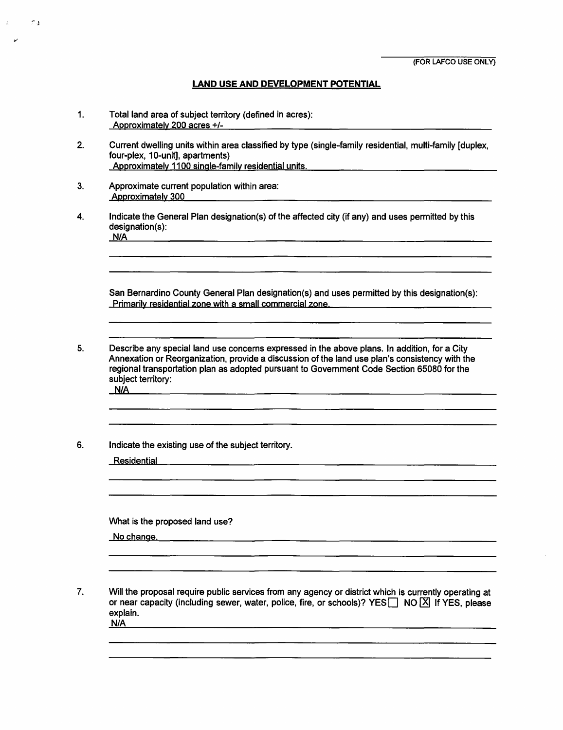(FOR LAFCO USE ONLY)

## LAND USE AND DEVELOPMENT POTENTIAL

1. Total land area of subject territory (defined in acres):
   Approximately 200 acres +/-

2. Current dwelling units within area classified by type (single-family residential, multi-family [duplex, four-plex, 10-unit], apartments)
   Approximately 1100 single-family residential units.

3. Approximate current population within area:
   Approximately 300

4. Indicate the General Plan designation(s) of the affected city (if any) and uses permitted by this designation(s):
   N/A

   San Bernardino County General Plan designation(s) and uses permitted by this designation(s):
   Primarily residential zone with a small commercial zone.

5. Describe any special land use concerns expressed in the above plans. In addition, for a City Annexation or Reorganization, provide a discussion of the land use plan's consistency with the regional transportation plan as adopted pursuant to Government Code Section 65080 for the subject territory:
   N/A

6. Indicate the existing use of the subject territory.
   Residential

   What is the proposed land use?
   No change.

7. Will the proposal require public services from any agency or district which is currently operating at or near capacity (including sewer, water, police, fire, or schools)? YES ☐ NO ☒ If YES, please explain.
   N/A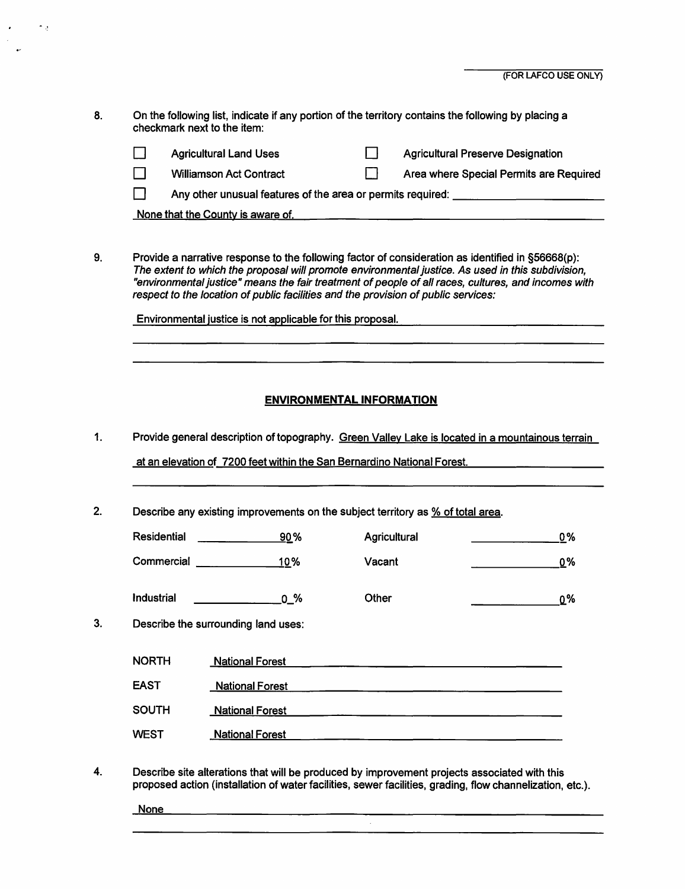(FOR LAFCO USE ONLY)

8. On the following list, indicate if any portion of the territory contains the following by placing a checkmark next to the item:

- ☐ Agricultural Land Uses
- ☐ Agricultural Preserve Designation
- ☐ Williamson Act Contract
- ☐ Area where Special Permits are Required
- ☐ Any other unusual features of the area or permits required: ______

None that the County is aware of.

9. Provide a narrative response to the following factor of consideration as identified in §56668(p): *The extent to which the proposal will promote environmental justice. As used in this subdivision, "environmental justice" means the fair treatment of people of all races, cultures, and incomes with respect to the location of public facilities and the provision of public services:*

Environmental justice is not applicable for this proposal.

## ENVIRONMENTAL INFORMATION

1. Provide general description of topography. Green Valley Lake is located in a mountainous terrain at an elevation of 7200 feet within the San Bernardino National Forest.

2. Describe any existing improvements on the subject territory as % of total area.

| | | | |
|---|---|---|---|
| Residential | 90% | Agricultural | 0% |
| Commercial | 10% | Vacant | 0% |
| Industrial | 0 % | Other | 0% |

3. Describe the surrounding land uses:

| | |
|---|---|
| NORTH | National Forest |
| EAST | National Forest |
| SOUTH | National Forest |
| WEST | National Forest |

4. Describe site alterations that will be produced by improvement projects associated with this proposed action (installation of water facilities, sewer facilities, grading, flow channelization, etc.).

None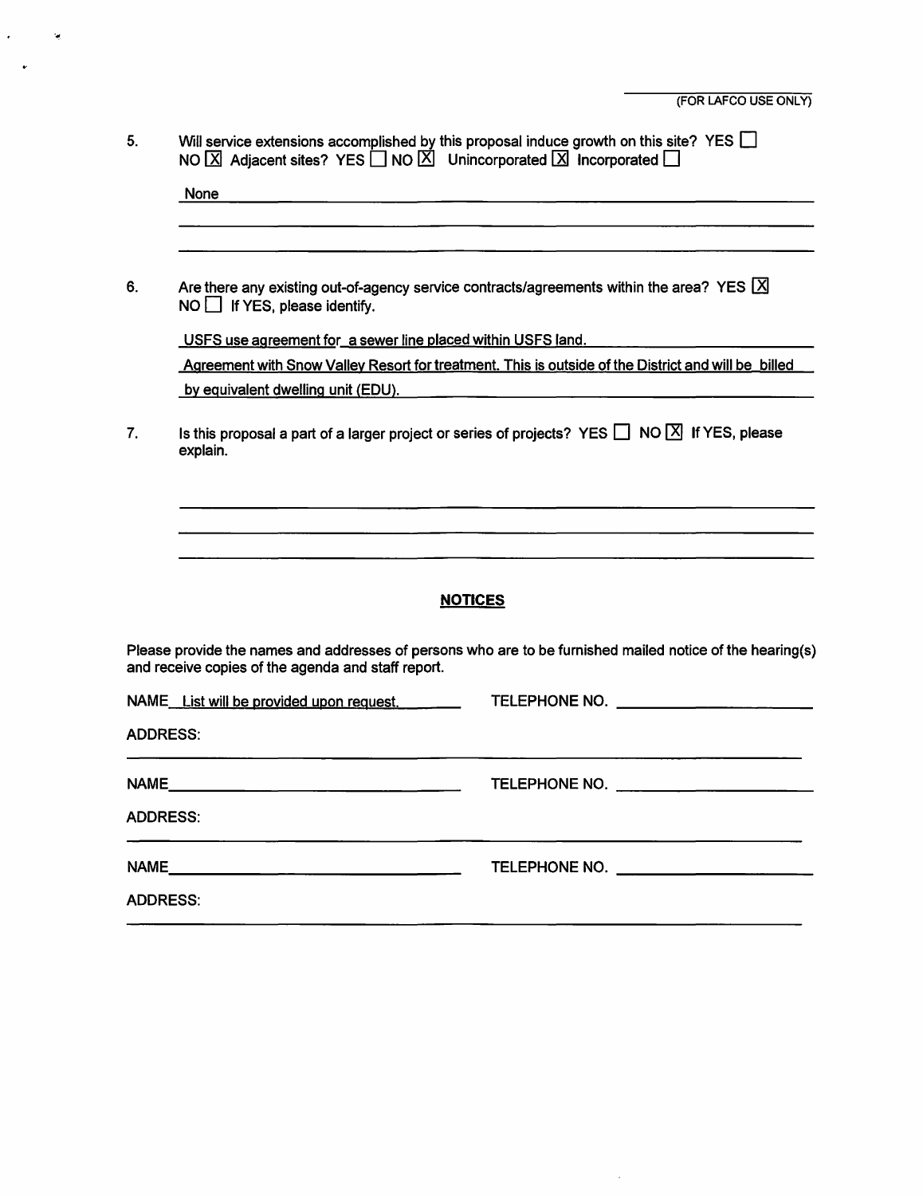(FOR LAFCO USE ONLY)

5. Will service extensions accomplished by this proposal induce growth on this site? YES ☐ NO ☒ Adjacent sites? YES ☐ NO ☒ Unincorporated ☒ Incorporated ☐

   None

6. Are there any existing out-of-agency service contracts/agreements within the area? YES ☒ NO ☐ If YES, please identify.

   USFS use agreement for a sewer line placed within USFS land.

   Agreement with Snow Valley Resort for treatment. This is outside of the District and will be billed by equivalent dwelling unit (EDU).

7. Is this proposal a part of a larger project or series of projects? YES ☐ NO ☒ If YES, please explain.

## NOTICES

Please provide the names and addresses of persons who are to be furnished mailed notice of the hearing(s) and receive copies of the agenda and staff report.

NAME List will be provided upon request. TELEPHONE NO.

ADDRESS:

NAME TELEPHONE NO.

ADDRESS:

NAME TELEPHONE NO.

ADDRESS: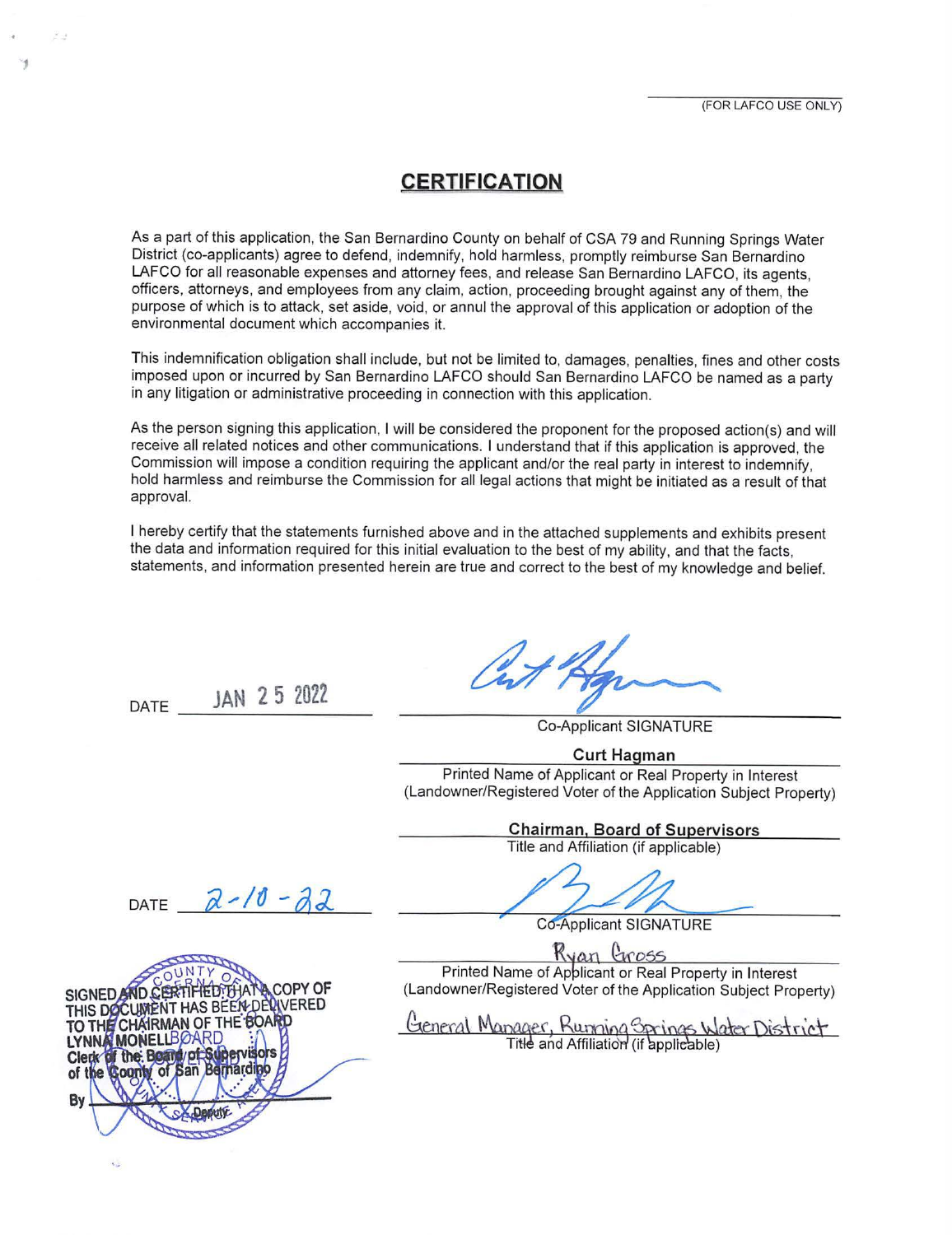(FOR LAFCO USE ONLY)

# CERTIFICATION

As a part of this application, the San Bernardino County on behalf of CSA 79 and Running Springs Water District (co-applicants) agree to defend, indemnify, hold harmless, promptly reimburse San Bernardino LAFCO for all reasonable expenses and attorney fees, and release San Bernardino LAFCO, its agents, officers, attorneys, and employees from any claim, action, proceeding brought against any of them, the purpose of which is to attack, set aside, void, or annul the approval of this application or adoption of the environmental document which accompanies it.

This indemnification obligation shall include, but not be limited to, damages, penalties, fines and other costs imposed upon or incurred by San Bernardino LAFCO should San Bernardino LAFCO be named as a party in any litigation or administrative proceeding in connection with this application.

As the person signing this application, I will be considered the proponent for the proposed action(s) and will receive all related notices and other communications. I understand that if this application is approved, the Commission will impose a condition requiring the applicant and/or the real party in interest to indemnify, hold harmless and reimburse the Commission for all legal actions that might be initiated as a result of that approval.

I hereby certify that the statements furnished above and in the attached supplements and exhibits present the data and information required for this initial evaluation to the best of my ability, and that the facts, statements, and information presented herein are true and correct to the best of my knowledge and belief.

DATE JAN 25 2022

Co-Applicant SIGNATURE

**Curt Hagman**
Printed Name of Applicant or Real Property in Interest (Landowner/Registered Voter of the Application Subject Property)

**Chairman, Board of Supervisors**
Title and Affiliation (if applicable)

DATE 2-10-22

Co-Applicant SIGNATURE

Ryan Gross
Printed Name of Applicant or Real Property in Interest (Landowner/Registered Voter of the Application Subject Property)

General Manager, Running Springs Water District
Title and Affiliation (if applicable)

SIGNED AND CERTIFIED THAT A COPY OF THIS DOCUMENT HAS BEEN DELIVERED TO THE CHAIRMAN OF THE BOARD
LYNNA MONELL
Clerk of the Board of Supervisors of the County of San Bernardino
By Deputy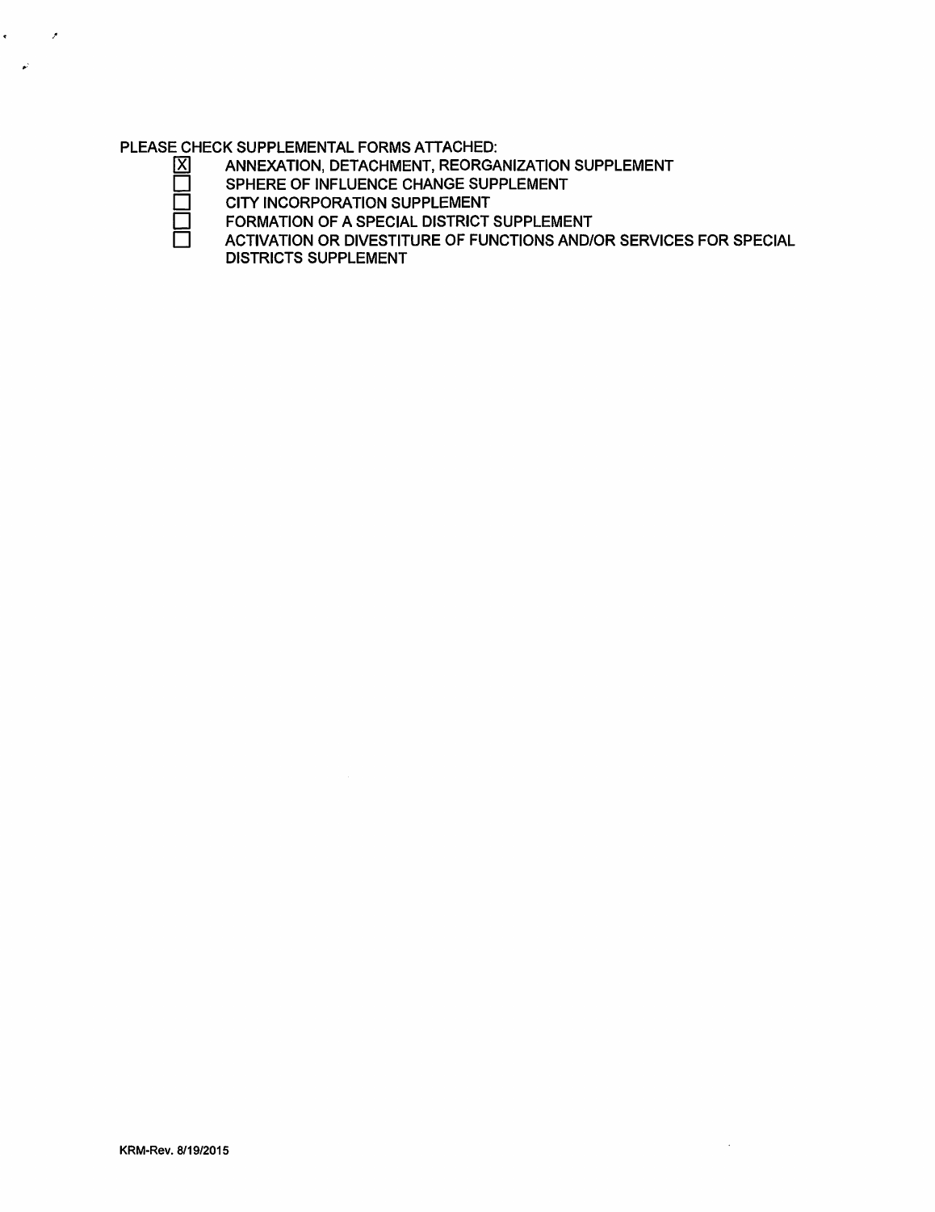PLEASE CHECK SUPPLEMENTAL FORMS ATTACHED:

- [X] ANNEXATION, DETACHMENT, REORGANIZATION SUPPLEMENT
- [ ] SPHERE OF INFLUENCE CHANGE SUPPLEMENT
- [ ] CITY INCORPORATION SUPPLEMENT
- [ ] FORMATION OF A SPECIAL DISTRICT SUPPLEMENT
- [ ] ACTIVATION OR DIVESTITURE OF FUNCTIONS AND/OR SERVICES FOR SPECIAL DISTRICTS SUPPLEMENT

KRM-Rev. 8/19/2015